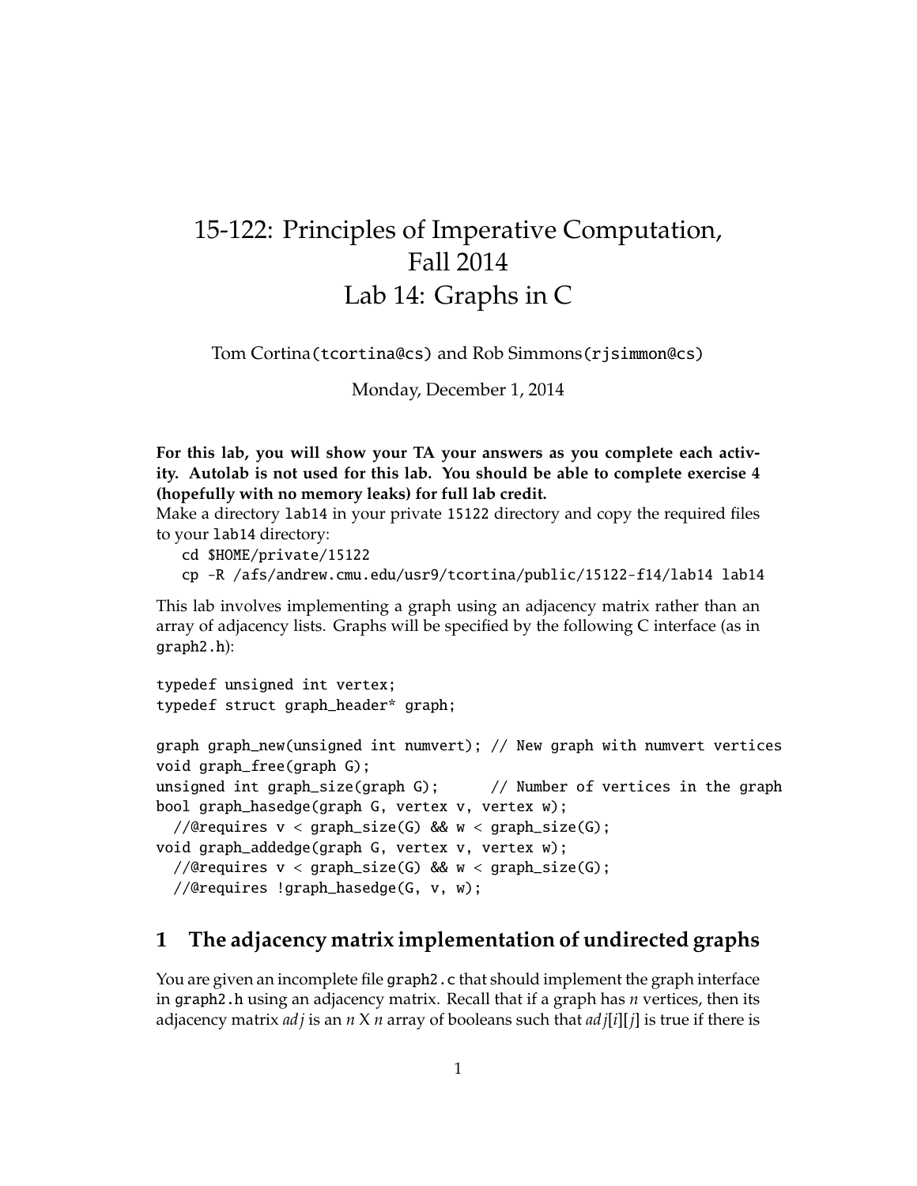# 15-122: Principles of Imperative Computation, Fall 2014
# Lab 14: Graphs in C

Tom Cortina(`tcortina@cs`) and Rob Simmons(`rjsimmon@cs`)

Monday, December 1, 2014

**For this lab, you will show your TA your answers as you complete each activity. Autolab is not used for this lab. You should be able to complete exercise 4 (hopefully with no memory leaks) for full lab credit.**

Make a directory `lab14` in your private `15122` directory and copy the required files to your `lab14` directory:

```
cd $HOME/private/15122
cp -R /afs/andrew.cmu.edu/usr9/tcortina/public/15122-f14/lab14 lab14
```

This lab involves implementing a graph using an adjacency matrix rather than an array of adjacency lists. Graphs will be specified by the following C interface (as in `graph2.h`):

```
typedef unsigned int vertex;
typedef struct graph_header* graph;

graph graph_new(unsigned int numvert); // New graph with numvert vertices
void graph_free(graph G);
unsigned int graph_size(graph G);      // Number of vertices in the graph
bool graph_hasedge(graph G, vertex v, vertex w);
  //@requires v < graph_size(G) && w < graph_size(G);
void graph_addedge(graph G, vertex v, vertex w);
  //@requires v < graph_size(G) && w < graph_size(G);
  //@requires !graph_hasedge(G, v, w);
```

## 1 The adjacency matrix implementation of undirected graphs

You are given an incomplete file `graph2.c` that should implement the graph interface in `graph2.h` using an adjacency matrix. Recall that if a graph has $n$ vertices, then its adjacency matrix $adj$ is an $n$ X $n$ array of booleans such that $adj[i][j]$ is true if there is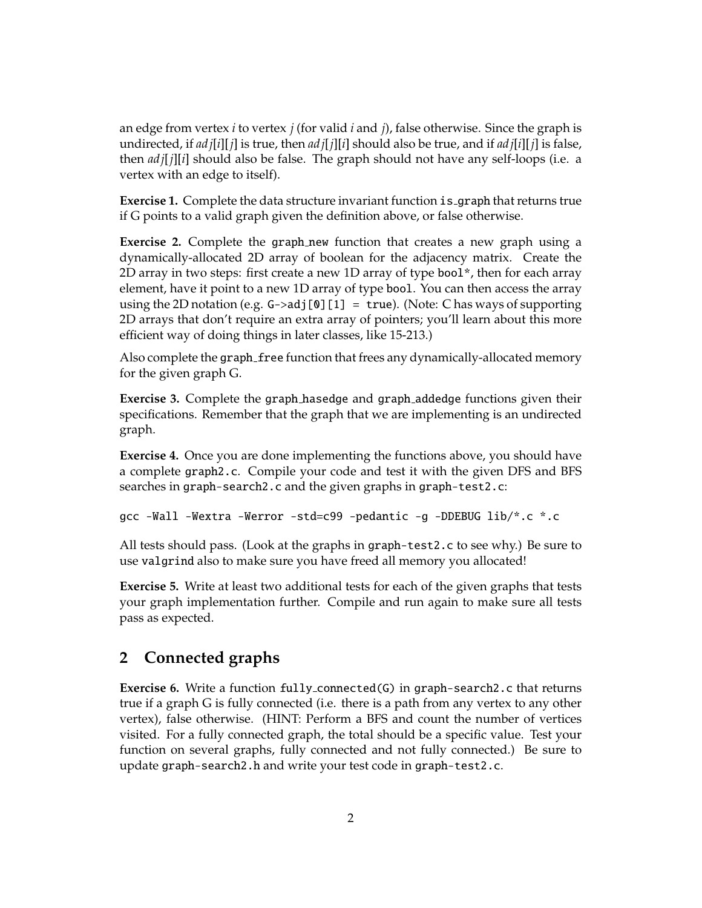an edge from vertex $i$ to vertex $j$ (for valid $i$ and $j$), false otherwise. Since the graph is undirected, if $adj[i][j]$ is true, then $adj[j][i]$ should also be true, and if $adj[i][j]$ is false, then $adj[j][i]$ should also be false. The graph should not have any self-loops (i.e. a vertex with an edge to itself).

**Exercise 1.** Complete the data structure invariant function `is_graph` that returns true if G points to a valid graph given the definition above, or false otherwise.

**Exercise 2.** Complete the `graph_new` function that creates a new graph using a dynamically-allocated 2D array of boolean for the adjacency matrix. Create the 2D array in two steps: first create a new 1D array of type `bool*`, then for each array element, have it point to a new 1D array of type `bool`. You can then access the array using the 2D notation (e.g. `G->adj[0][1] = true`). (Note: C has ways of supporting 2D arrays that don't require an extra array of pointers; you'll learn about this more efficient way of doing things in later classes, like 15-213.)

Also complete the `graph_free` function that frees any dynamically-allocated memory for the given graph G.

**Exercise 3.** Complete the `graph_hasedge` and `graph_addedge` functions given their specifications. Remember that the graph that we are implementing is an undirected graph.

**Exercise 4.** Once you are done implementing the functions above, you should have a complete `graph2.c`. Compile your code and test it with the given DFS and BFS searches in `graph-search2.c` and the given graphs in `graph-test2.c`:

```
gcc -Wall -Wextra -Werror -std=c99 -pedantic -g -DDEBUG lib/*.c *.c
```

All tests should pass. (Look at the graphs in `graph-test2.c` to see why.) Be sure to use `valgrind` also to make sure you have freed all memory you allocated!

**Exercise 5.** Write at least two additional tests for each of the given graphs that tests your graph implementation further. Compile and run again to make sure all tests pass as expected.

## 2 Connected graphs

**Exercise 6.** Write a function `fully_connected(G)` in `graph-search2.c` that returns true if a graph G is fully connected (i.e. there is a path from any vertex to any other vertex), false otherwise. (HINT: Perform a BFS and count the number of vertices visited. For a fully connected graph, the total should be a specific value. Test your function on several graphs, fully connected and not fully connected.) Be sure to update `graph-search2.h` and write your test code in `graph-test2.c`.